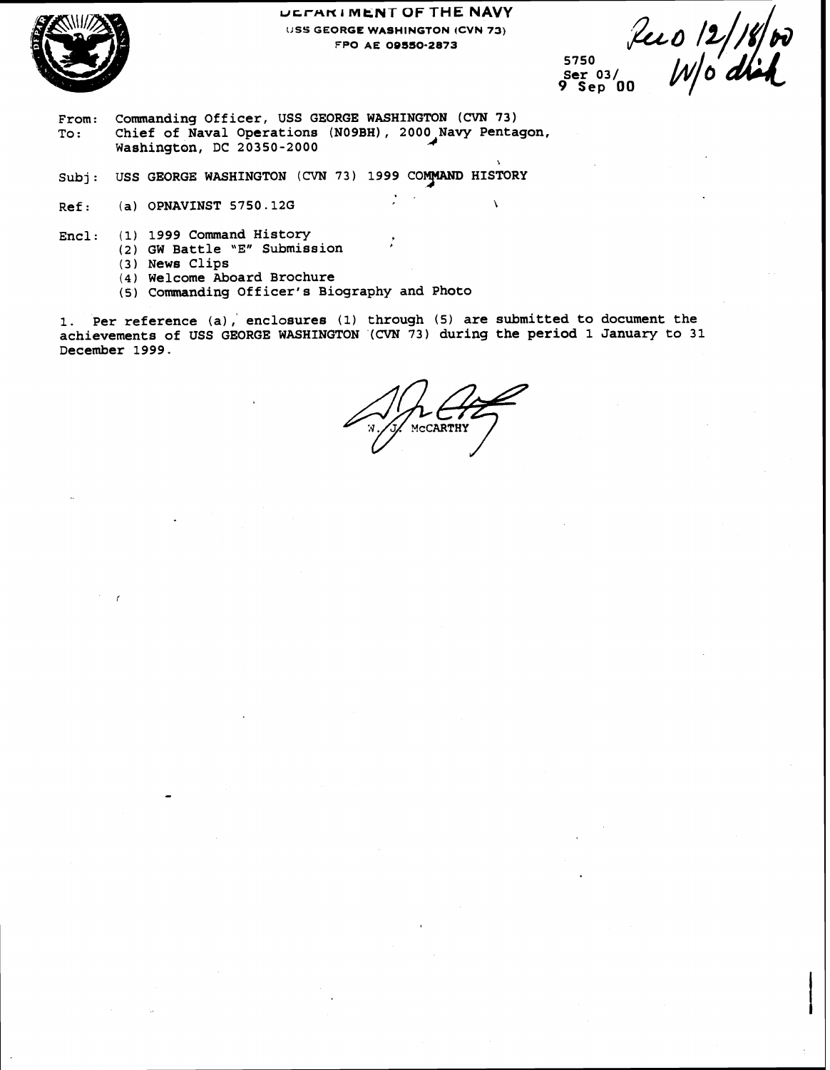DEPARTMENT OF THE NAVY
USS GEORGE WASHINGTON (CVN 73)
FPO AE 09550-2873

Recd 12/18/00
W/o disk

5750
Ser 03/
9 Sep 00

From: Commanding Officer, USS GEORGE WASHINGTON (CVN 73)
To: Chief of Naval Operations (N09BH), 2000 Navy Pentagon, Washington, DC 20350-2000

Subj: USS GEORGE WASHINGTON (CVN 73) 1999 COMMAND HISTORY

Ref: (a) OPNAVINST 5750.12G

Encl: (1) 1999 Command History
(2) GW Battle "E" Submission
(3) News Clips
(4) Welcome Aboard Brochure
(5) Commanding Officer's Biography and Photo

1. Per reference (a), enclosures (1) through (5) are submitted to document the achievements of USS GEORGE WASHINGTON (CVN 73) during the period 1 January to 31 December 1999.

W. J. McCARTHY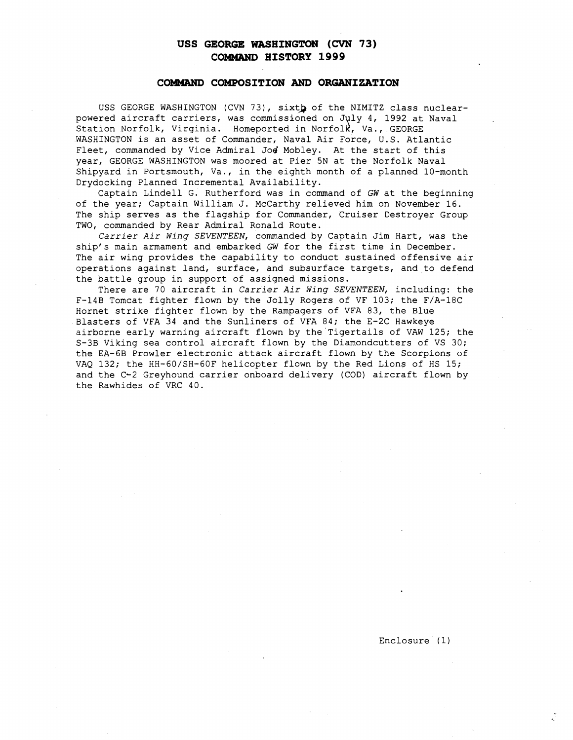# USS GEORGE WASHINGTON (CVN 73)
# COMMAND HISTORY 1999

## COMMAND COMPOSITION AND ORGANIZATION

USS GEORGE WASHINGTON (CVN 73), sixth of the NIMITZ class nuclear-powered aircraft carriers, was commissioned on July 4, 1992 at Naval Station Norfolk, Virginia. Homeported in Norfolk, Va., GEORGE WASHINGTON is an asset of Commander, Naval Air Force, U.S. Atlantic Fleet, commanded by Vice Admiral Joe Mobley. At the start of this year, GEORGE WASHINGTON was moored at Pier 5N at the Norfolk Naval Shipyard in Portsmouth, Va., in the eighth month of a planned 10-month Drydocking Planned Incremental Availability.

Captain Lindell G. Rutherford was in command of *GW* at the beginning of the year; Captain William J. McCarthy relieved him on November 16. The ship serves as the flagship for Commander, Cruiser Destroyer Group TWO, commanded by Rear Admiral Ronald Route.

*Carrier Air Wing SEVENTEEN*, commanded by Captain Jim Hart, was the ship's main armament and embarked *GW* for the first time in December. The air wing provides the capability to conduct sustained offensive air operations against land, surface, and subsurface targets, and to defend the battle group in support of assigned missions.

There are 70 aircraft in *Carrier Air Wing SEVENTEEN*, including: the F-14B Tomcat fighter flown by the Jolly Rogers of VF 103; the F/A-18C Hornet strike fighter flown by the Rampagers of VFA 83, the Blue Blasters of VFA 34 and the Sunliners of VFA 84; the E-2C Hawkeye airborne early warning aircraft flown by the Tigertails of VAW 125; the S-3B Viking sea control aircraft flown by the Diamondcutters of VS 30; the EA-6B Prowler electronic attack aircraft flown by the Scorpions of VAQ 132; the HH-60/SH-60F helicopter flown by the Red Lions of HS 15; and the C-2 Greyhound carrier onboard delivery (COD) aircraft flown by the Rawhides of VRC 40.

Enclosure (1)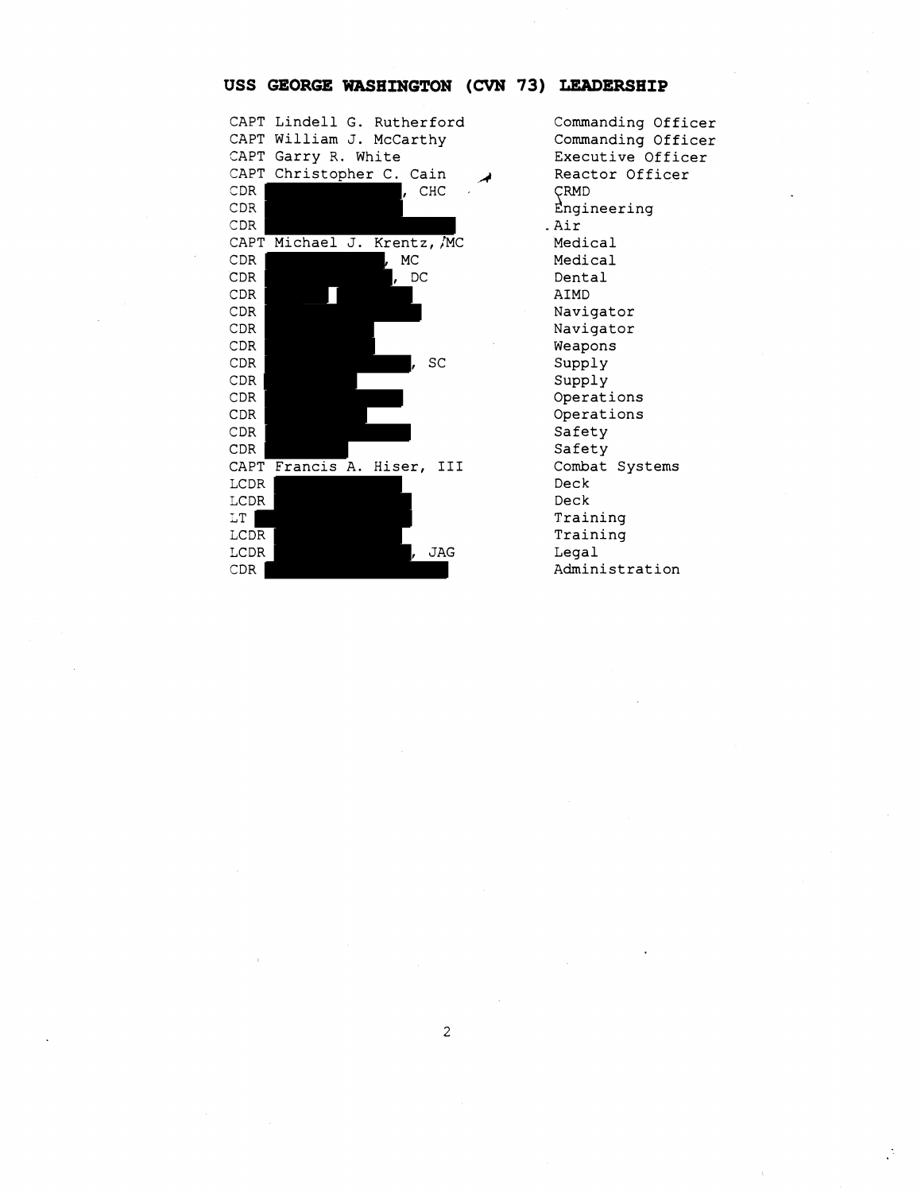## USS GEORGE WASHINGTON (CVN 73) LEADERSHIP

| | |
|---|---|
| CAPT Lindell G. Rutherford | Commanding Officer |
| CAPT William J. McCarthy | Commanding Officer |
| CAPT Garry R. White | Executive Officer |
| CAPT Christopher C. Cain | Reactor Officer |
| CDR [REDACTED], CHC | CRMD |
| CDR [REDACTED] | Engineering |
| CDR [REDACTED] | Air |
| CAPT Michael J. Krentz, MC | Medical |
| CDR [REDACTED], MC | Medical |
| CDR [REDACTED], DC | Dental |
| CDR [REDACTED] | AIMD |
| CDR [REDACTED] | Navigator |
| CDR [REDACTED] | Navigator |
| CDR [REDACTED] | Weapons |
| CDR [REDACTED], SC | Supply |
| CDR [REDACTED] | Supply |
| CDR [REDACTED] | Operations |
| CDR [REDACTED] | Operations |
| CDR [REDACTED] | Safety |
| CDR [REDACTED] | Safety |
| CAPT Francis A. Hiser, III | Combat Systems |
| LCDR [REDACTED] | Deck |
| LCDR [REDACTED] | Deck |
| LT [REDACTED] | Training |
| LCDR [REDACTED] | Training |
| LCDR [REDACTED], JAG | Legal |
| CDR [REDACTED] | Administration |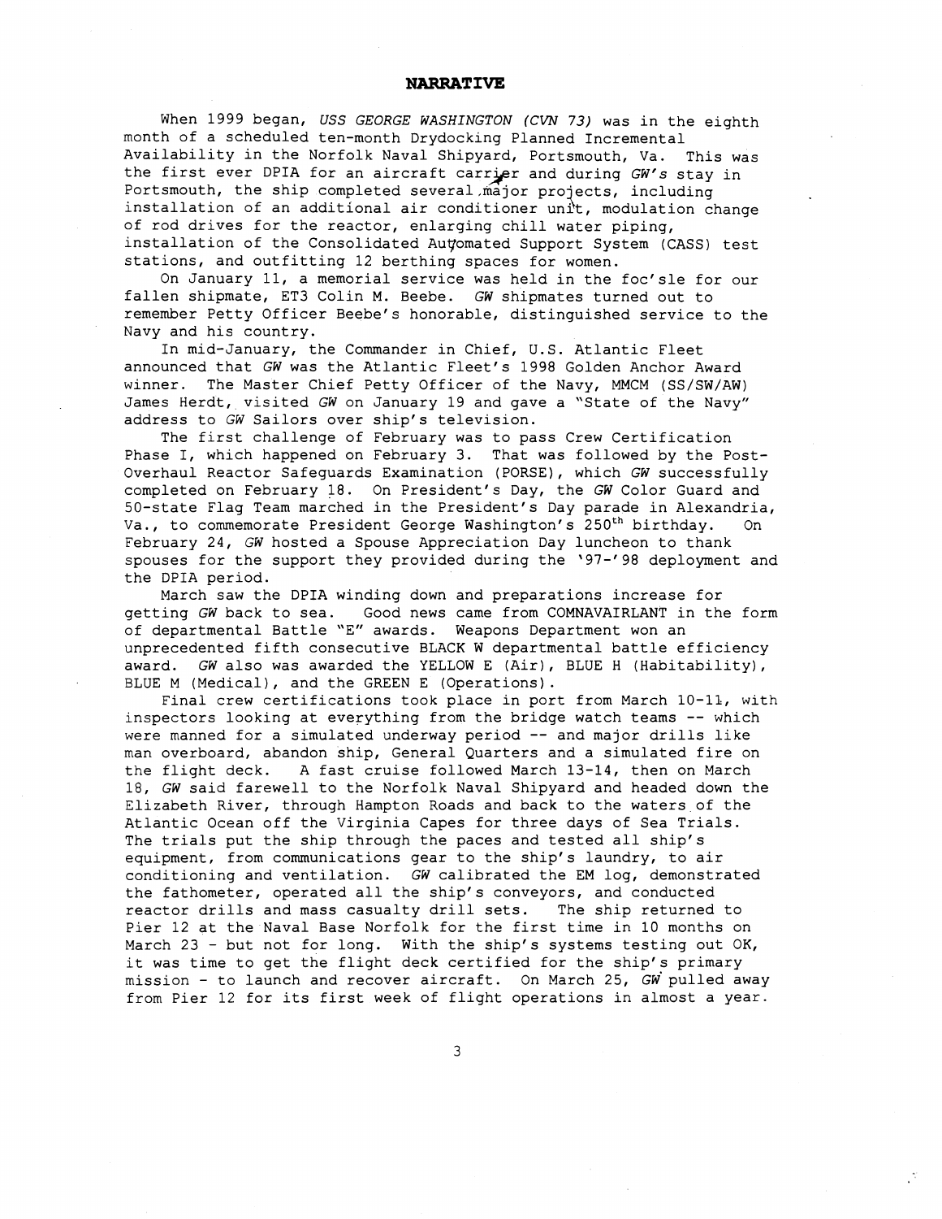# NARRATIVE

When 1999 began, *USS GEORGE WASHINGTON (CVN 73)* was in the eighth month of a scheduled ten-month Drydocking Planned Incremental Availability in the Norfolk Naval Shipyard, Portsmouth, Va. This was the first ever DPIA for an aircraft carrier and during *GW's* stay in Portsmouth, the ship completed several major projects, including installation of an additional air conditioner unit, modulation change of rod drives for the reactor, enlarging chill water piping, installation of the Consolidated Automated Support System (CASS) test stations, and outfitting 12 berthing spaces for women.

On January 11, a memorial service was held in the foc'sle for our fallen shipmate, ET3 Colin M. Beebe. *GW* shipmates turned out to remember Petty Officer Beebe's honorable, distinguished service to the Navy and his country.

In mid-January, the Commander in Chief, U.S. Atlantic Fleet announced that *GW* was the Atlantic Fleet's 1998 Golden Anchor Award winner. The Master Chief Petty Officer of the Navy, MMCM (SS/SW/AW) James Herdt, visited *GW* on January 19 and gave a "State of the Navy" address to *GW* Sailors over ship's television.

The first challenge of February was to pass Crew Certification Phase I, which happened on February 3. That was followed by the Post-Overhaul Reactor Safeguards Examination (PORSE), which *GW* successfully completed on February 18. On President's Day, the *GW* Color Guard and 50-state Flag Team marched in the President's Day parade in Alexandria, Va., to commemorate President George Washington's 250th birthday. On February 24, *GW* hosted a Spouse Appreciation Day luncheon to thank spouses for the support they provided during the '97-'98 deployment and the DPIA period.

March saw the DPIA winding down and preparations increase for getting *GW* back to sea. Good news came from COMNAVAIRLANT in the form of departmental Battle "E" awards. Weapons Department won an unprecedented fifth consecutive BLACK W departmental battle efficiency award. *GW* also was awarded the YELLOW E (Air), BLUE H (Habitability), BLUE M (Medical), and the GREEN E (Operations).

Final crew certifications took place in port from March 10-11, with inspectors looking at everything from the bridge watch teams -- which were manned for a simulated underway period -- and major drills like man overboard, abandon ship, General Quarters and a simulated fire on the flight deck. A fast cruise followed March 13-14, then on March 18, *GW* said farewell to the Norfolk Naval Shipyard and headed down the Elizabeth River, through Hampton Roads and back to the waters of the Atlantic Ocean off the Virginia Capes for three days of Sea Trials. The trials put the ship through the paces and tested all ship's equipment, from communications gear to the ship's laundry, to air conditioning and ventilation. *GW* calibrated the EM log, demonstrated the fathometer, operated all the ship's conveyors, and conducted reactor drills and mass casualty drill sets. The ship returned to Pier 12 at the Naval Base Norfolk for the first time in 10 months on March 23 - but not for long. With the ship's systems testing out OK, it was time to get the flight deck certified for the ship's primary mission - to launch and recover aircraft. On March 25, *GW* pulled away from Pier 12 for its first week of flight operations in almost a year.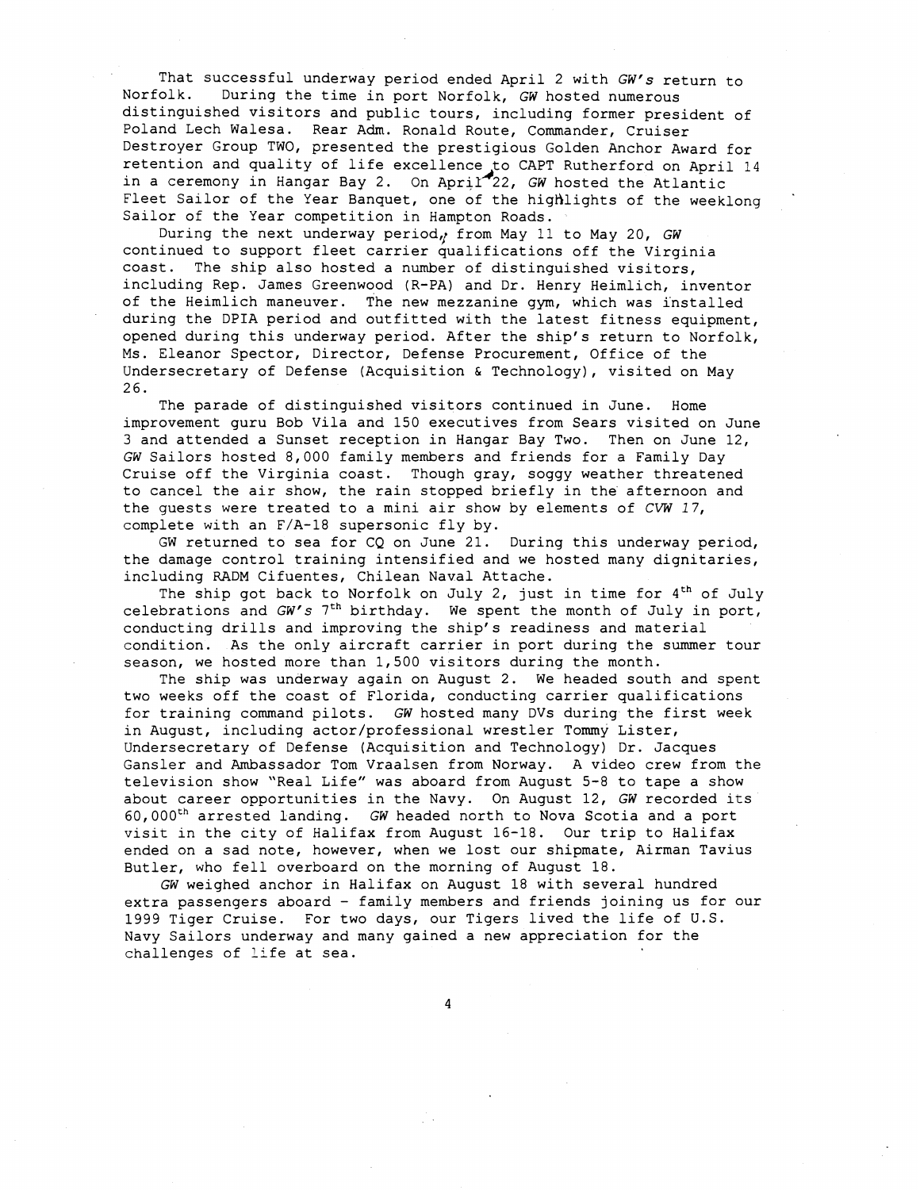That successful underway period ended April 2 with *GW's* return to Norfolk. During the time in port Norfolk, *GW* hosted numerous distinguished visitors and public tours, including former president of Poland Lech Walesa. Rear Adm. Ronald Route, Commander, Cruiser Destroyer Group TWO, presented the prestigious Golden Anchor Award for retention and quality of life excellence to CAPT Rutherford on April 14 in a ceremony in Hangar Bay 2. On April 22, *GW* hosted the Atlantic Fleet Sailor of the Year Banquet, one of the highlights of the weeklong Sailor of the Year competition in Hampton Roads.

During the next underway period, from May 11 to May 20, *GW* continued to support fleet carrier qualifications off the Virginia coast. The ship also hosted a number of distinguished visitors, including Rep. James Greenwood (R-PA) and Dr. Henry Heimlich, inventor of the Heimlich maneuver. The new mezzanine gym, which was installed during the DPIA period and outfitted with the latest fitness equipment, opened during this underway period. After the ship's return to Norfolk, Ms. Eleanor Spector, Director, Defense Procurement, Office of the Undersecretary of Defense (Acquisition & Technology), visited on May 26.

The parade of distinguished visitors continued in June. Home improvement guru Bob Vila and 150 executives from Sears visited on June 3 and attended a Sunset reception in Hangar Bay Two. Then on June 12, *GW* Sailors hosted 8,000 family members and friends for a Family Day Cruise off the Virginia coast. Though gray, soggy weather threatened to cancel the air show, the rain stopped briefly in the afternoon and the guests were treated to a mini air show by elements of *CVW 17*, complete with an F/A-18 supersonic fly by.

GW returned to sea for CQ on June 21. During this underway period, the damage control training intensified and we hosted many dignitaries, including RADM Cifuentes, Chilean Naval Attache.

The ship got back to Norfolk on July 2, just in time for 4th of July celebrations and *GW's* 7th birthday. We spent the month of July in port, conducting drills and improving the ship's readiness and material condition. As the only aircraft carrier in port during the summer tour season, we hosted more than 1,500 visitors during the month.

The ship was underway again on August 2. We headed south and spent two weeks off the coast of Florida, conducting carrier qualifications for training command pilots. *GW* hosted many DVs during the first week in August, including actor/professional wrestler Tommy Lister, Undersecretary of Defense (Acquisition and Technology) Dr. Jacques Gansler and Ambassador Tom Vraalsen from Norway. A video crew from the television show "Real Life" was aboard from August 5-8 to tape a show about career opportunities in the Navy. On August 12, *GW* recorded its 60,000th arrested landing. *GW* headed north to Nova Scotia and a port visit in the city of Halifax from August 16-18. Our trip to Halifax ended on a sad note, however, when we lost our shipmate, Airman Tavius Butler, who fell overboard on the morning of August 18.

*GW* weighed anchor in Halifax on August 18 with several hundred extra passengers aboard - family members and friends joining us for our 1999 Tiger Cruise. For two days, our Tigers lived the life of U.S. Navy Sailors underway and many gained a new appreciation for the challenges of life at sea.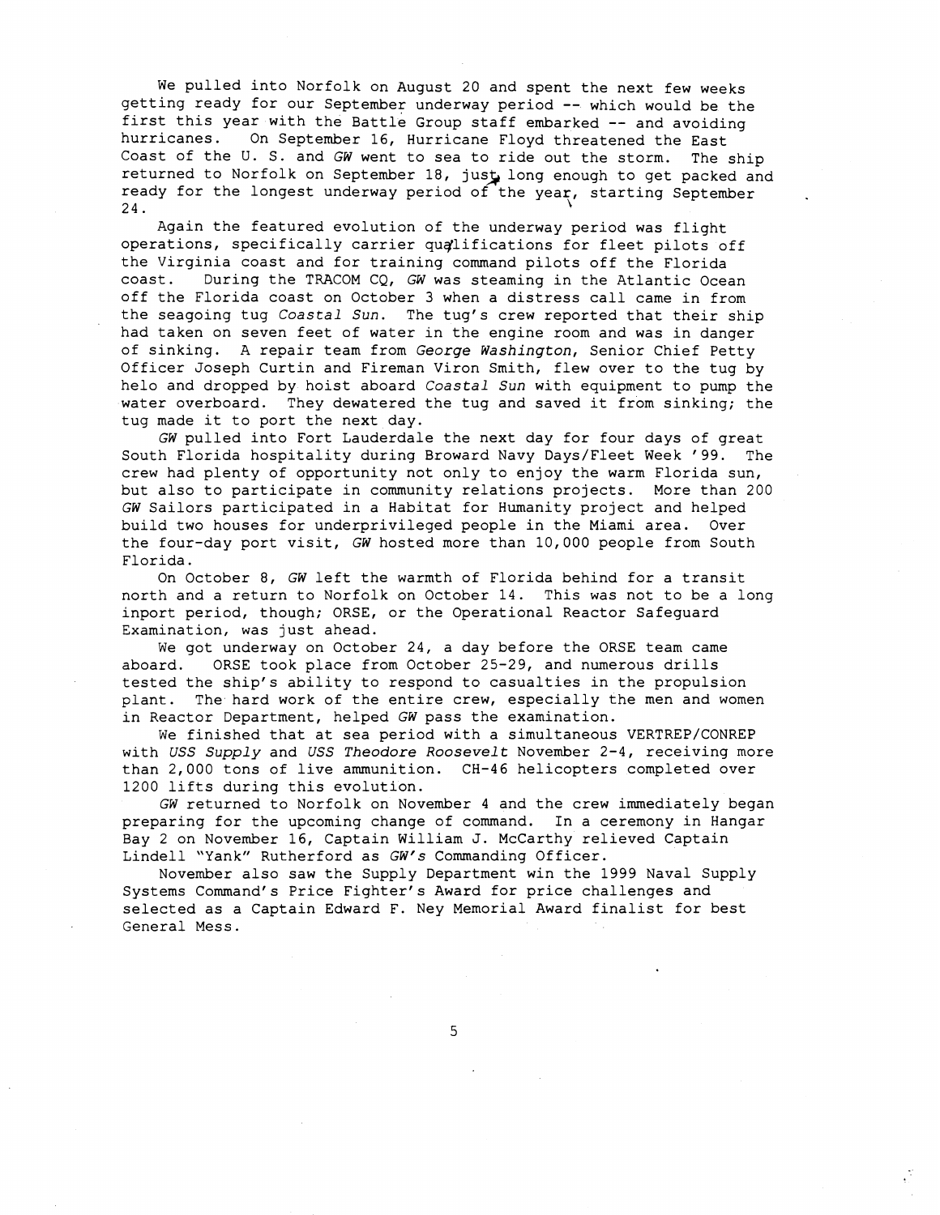We pulled into Norfolk on August 20 and spent the next few weeks getting ready for our September underway period -- which would be the first this year with the Battle Group staff embarked -- and avoiding hurricanes. On September 16, Hurricane Floyd threatened the East Coast of the U. S. and *GW* went to sea to ride out the storm. The ship returned to Norfolk on September 18, just long enough to get packed and ready for the longest underway period of the year, starting September 24.

Again the featured evolution of the underway period was flight operations, specifically carrier qualifications for fleet pilots off the Virginia coast and for training command pilots off the Florida coast. During the TRACOM CQ, *GW* was steaming in the Atlantic Ocean off the Florida coast on October 3 when a distress call came in from the seagoing tug *Coastal Sun*. The tug's crew reported that their ship had taken on seven feet of water in the engine room and was in danger of sinking. A repair team from *George Washington*, Senior Chief Petty Officer Joseph Curtin and Fireman Viron Smith, flew over to the tug by helo and dropped by hoist aboard *Coastal Sun* with equipment to pump the water overboard. They dewatered the tug and saved it from sinking; the tug made it to port the next day.

*GW* pulled into Fort Lauderdale the next day for four days of great South Florida hospitality during Broward Navy Days/Fleet Week '99. The crew had plenty of opportunity not only to enjoy the warm Florida sun, but also to participate in community relations projects. More than 200 *GW* Sailors participated in a Habitat for Humanity project and helped build two houses for underprivileged people in the Miami area. Over the four-day port visit, *GW* hosted more than 10,000 people from South Florida.

On October 8, *GW* left the warmth of Florida behind for a transit north and a return to Norfolk on October 14. This was not to be a long inport period, though; ORSE, or the Operational Reactor Safeguard Examination, was just ahead.

We got underway on October 24, a day before the ORSE team came aboard. ORSE took place from October 25-29, and numerous drills tested the ship's ability to respond to casualties in the propulsion plant. The hard work of the entire crew, especially the men and women in Reactor Department, helped *GW* pass the examination.

We finished that at sea period with a simultaneous VERTREP/CONREP with *USS Supply* and *USS Theodore Roosevelt* November 2-4, receiving more than 2,000 tons of live ammunition. CH-46 helicopters completed over 1200 lifts during this evolution.

*GW* returned to Norfolk on November 4 and the crew immediately began preparing for the upcoming change of command. In a ceremony in Hangar Bay 2 on November 16, Captain William J. McCarthy relieved Captain Lindell "Yank" Rutherford as *GW's* Commanding Officer.

November also saw the Supply Department win the 1999 Naval Supply Systems Command's Price Fighter's Award for price challenges and selected as a Captain Edward F. Ney Memorial Award finalist for best General Mess.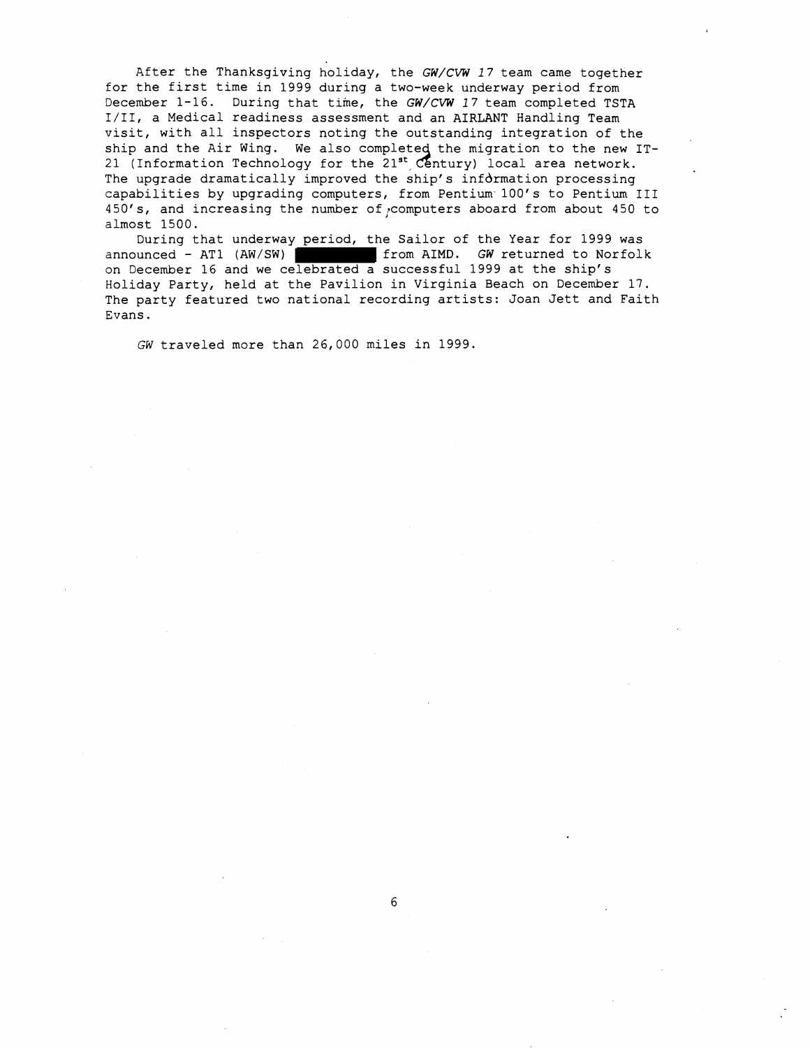After the Thanksgiving holiday, the *GW/CVW 17* team came together for the first time in 1999 during a two-week underway period from December 1-16. During that time, the *GW/CVW 17* team completed TSTA I/II, a Medical readiness assessment and an AIRLANT Handling Team visit, with all inspectors noting the outstanding integration of the ship and the Air Wing. We also completed the migration to the new IT-21 (Information Technology for the 21st Century) local area network. The upgrade dramatically improved the ship's information processing capabilities by upgrading computers, from Pentium 100's to Pentium III 450's, and increasing the number of computers aboard from about 450 to almost 1500.

During that underway period, the Sailor of the Year for 1999 was announced - AT1 (AW/SW) ██████████ from AIMD. *GW* returned to Norfolk on December 16 and we celebrated a successful 1999 at the ship's Holiday Party, held at the Pavilion in Virginia Beach on December 17. The party featured two national recording artists: Joan Jett and Faith Evans.

*GW* traveled more than 26,000 miles in 1999.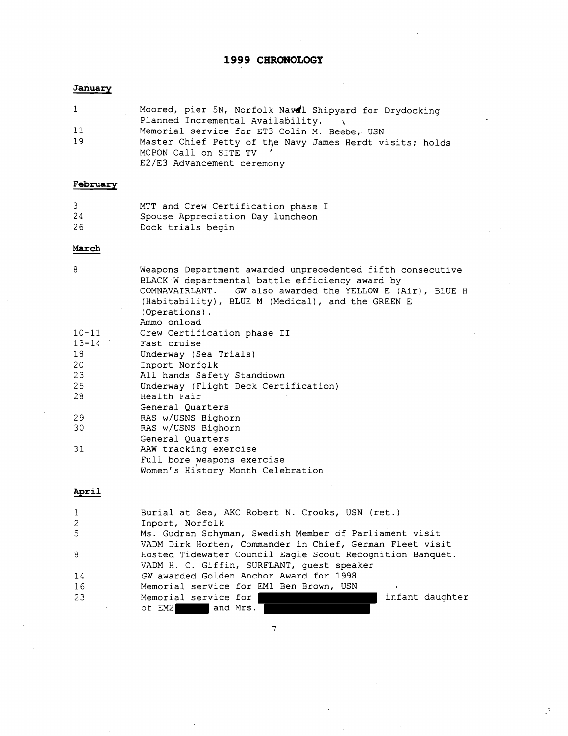# 1999 CHRONOLOGY

## January

| | |
|---|---|
| 1 | Moored, pier 5N, Norfolk Naval Shipyard for Drydocking Planned Incremental Availability. |
| 11 | Memorial service for ET3 Colin M. Beebe, USN |
| 19 | Master Chief Petty of the Navy James Herdt visits; holds MCPON Call on SITE TV<br>E2/E3 Advancement ceremony |

## February

| | |
|---|---|
| 3 | MTT and Crew Certification phase I |
| 24 | Spouse Appreciation Day luncheon |
| 26 | Dock trials begin |

## March

| | |
|---|---|
| 8 | Weapons Department awarded unprecedented fifth consecutive BLACK W departmental battle efficiency award by COMNAVAIRLANT. *GW* also awarded the YELLOW E (Air), BLUE H (Habitability), BLUE M (Medical), and the GREEN E (Operations).<br>Ammo onload |
| 10-11 | Crew Certification phase II |
| 13-14 | Fast cruise |
| 18 | Underway (Sea Trials) |
| 20 | Inport Norfolk |
| 23 | All hands Safety Standdown |
| 25 | Underway (Flight Deck Certification) |
| 28 | Health Fair<br>General Quarters |
| 29 | RAS w/USNS Bighorn |
| 30 | RAS w/USNS Bighorn<br>General Quarters |
| 31 | AAW tracking exercise<br>Full bore weapons exercise<br>Women's History Month Celebration |

## April

| | |
|---|---|
| 1 | Burial at Sea, AKC Robert N. Crooks, USN (ret.) |
| 2 | Inport, Norfolk |
| 5 | Ms. Gudran Schyman, Swedish Member of Parliament visit<br>VADM Dirk Horten, Commander in Chief, German Fleet visit |
| 8 | Hosted Tidewater Council Eagle Scout Recognition Banquet. VADM H. C. Giffin, SURFLANT, guest speaker |
| 14 | *GW* awarded Golden Anchor Award for 1998 |
| 16 | Memorial service for EM1 Ben Brown, USN |
| 23 | Memorial service for [REDACTED] infant daughter of EM2 [REDACTED] and Mrs. [REDACTED] |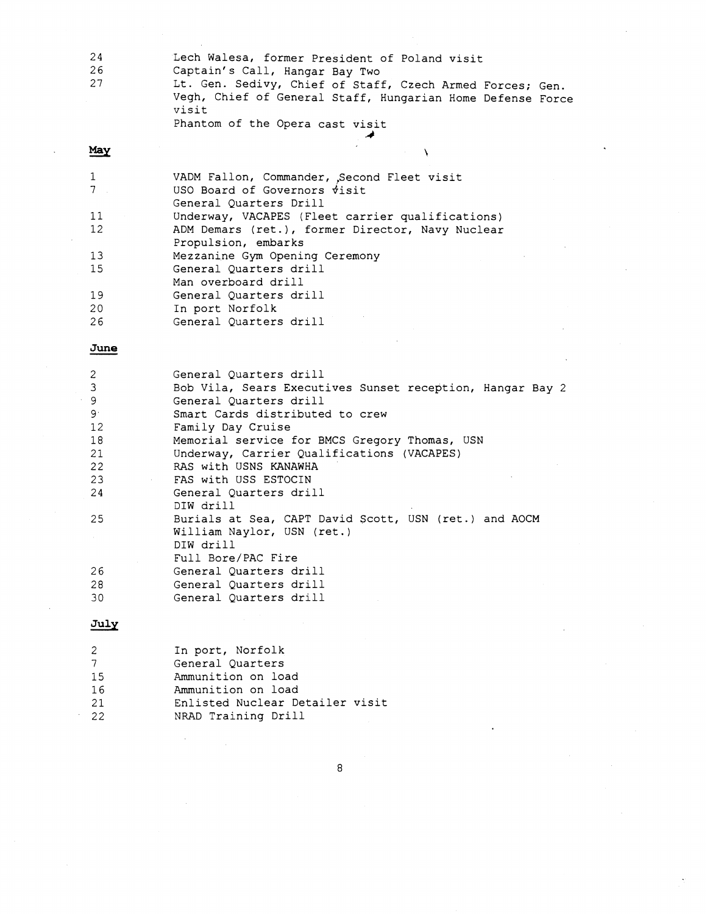| | |
|---|---|
| 24 | Lech Walesa, former President of Poland visit |
| 26 | Captain's Call, Hangar Bay Two |
| 27 | Lt. Gen. Sedivy, Chief of Staff, Czech Armed Forces; Gen. Vegh, Chief of General Staff, Hungarian Home Defense Force visit |
| | Phantom of the Opera cast visit |

**May**

| | |
|---|---|
| 1 | VADM Fallon, Commander, Second Fleet visit |
| 7 | USO Board of Governors visit |
| | General Quarters Drill |
| 11 | Underway, VACAPES (Fleet carrier qualifications) |
| 12 | ADM Demars (ret.), former Director, Navy Nuclear Propulsion, embarks |
| 13 | Mezzanine Gym Opening Ceremony |
| 15 | General Quarters drill |
| | Man overboard drill |
| 19 | General Quarters drill |
| 20 | In port Norfolk |
| 26 | General Quarters drill |

**June**

| | |
|---|---|
| 2 | General Quarters drill |
| 3 | Bob Vila, Sears Executives Sunset reception, Hangar Bay 2 |
| 9 | General Quarters drill |
| 9 | Smart Cards distributed to crew |
| 12 | Family Day Cruise |
| 18 | Memorial service for BMCS Gregory Thomas, USN |
| 21 | Underway, Carrier Qualifications (VACAPES) |
| 22 | RAS with USNS KANAWHA |
| 23 | FAS with USS ESTOCIN |
| 24 | General Quarters drill |
| | DIW drill |
| 25 | Burials at Sea, CAPT David Scott, USN (ret.) and AOCM William Naylor, USN (ret.) |
| | DIW drill |
| | Full Bore/PAC Fire |
| 26 | General Quarters drill |
| 28 | General Quarters drill |
| 30 | General Quarters drill |

**July**

| | |
|---|---|
| 2 | In port, Norfolk |
| 7 | General Quarters |
| 15 | Ammunition on load |
| 16 | Ammunition on load |
| 21 | Enlisted Nuclear Detailer visit |
| 22 | NRAD Training Drill |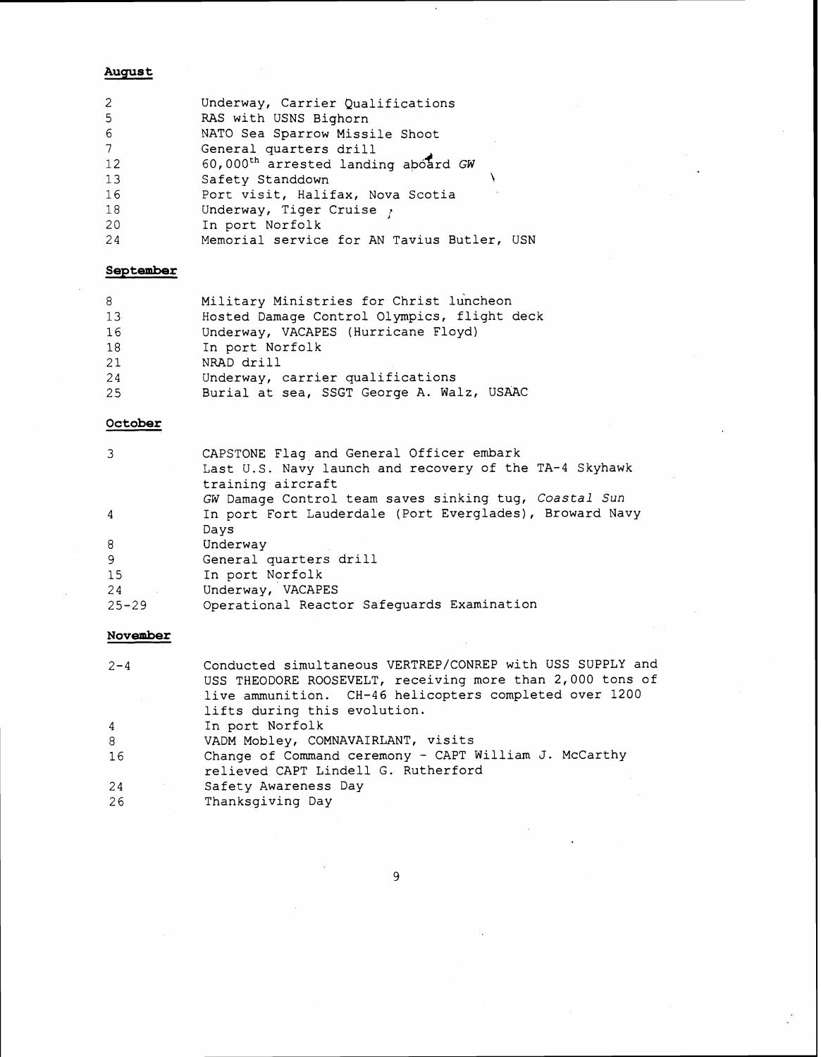**August**

| | |
|---|---|
| 2 | Underway, Carrier Qualifications |
| 5 | RAS with USNS Bighorn |
| 6 | NATO Sea Sparrow Missile Shoot |
| 7 | General quarters drill |
| 12 | 60,000$^{th}$ arrested landing aboard *GW* |
| 13 | Safety Standdown |
| 16 | Port visit, Halifax, Nova Scotia |
| 18 | Underway, Tiger Cruise |
| 20 | In port Norfolk |
| 24 | Memorial service for AN Tavius Butler, USN |

**September**

| | |
|---|---|
| 8 | Military Ministries for Christ luncheon |
| 13 | Hosted Damage Control Olympics, flight deck |
| 16 | Underway, VACAPES (Hurricane Floyd) |
| 18 | In port Norfolk |
| 21 | NRAD drill |
| 24 | Underway, carrier qualifications |
| 25 | Burial at sea, SSGT George A. Walz, USAAC |

**October**

| | |
|---|---|
| 3 | CAPSTONE Flag and General Officer embark<br>Last U.S. Navy launch and recovery of the TA-4 Skyhawk training aircraft<br>*GW* Damage Control team saves sinking tug, *Coastal Sun* |
| 4 | In port Fort Lauderdale (Port Everglades), Broward Navy Days |
| 8 | Underway |
| 9 | General quarters drill |
| 15 | In port Norfolk |
| 24 | Underway, VACAPES |
| 25-29 | Operational Reactor Safeguards Examination |

**November**

| | |
|---|---|
| 2-4 | Conducted simultaneous VERTREP/CONREP with USS SUPPLY and USS THEODORE ROOSEVELT, receiving more than 2,000 tons of live ammunition. CH-46 helicopters completed over 1200 lifts during this evolution. |
| 4 | In port Norfolk |
| 8 | VADM Mobley, COMNAVAIRLANT, visits |
| 16 | Change of Command ceremony - CAPT William J. McCarthy relieved CAPT Lindell G. Rutherford |
| 24 | Safety Awareness Day |
| 26 | Thanksgiving Day |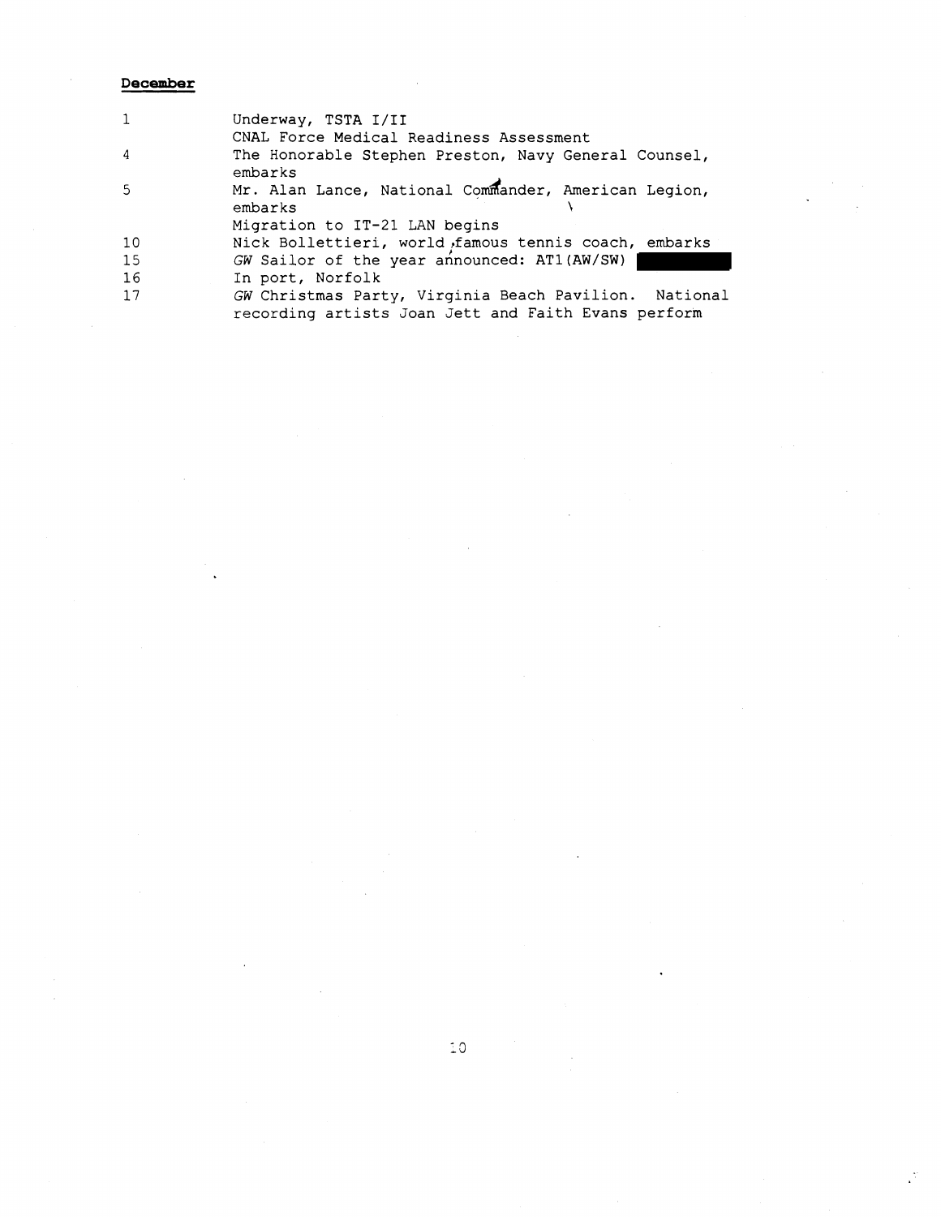**December**

| | |
|---|---|
| 1 | Underway, TSTA I/II |
| | CNAL Force Medical Readiness Assessment |
| 4 | The Honorable Stephen Preston, Navy General Counsel, embarks |
| 5 | Mr. Alan Lance, National Commander, American Legion, embarks |
| | Migration to IT-21 LAN begins |
| 10 | Nick Bollettieri, world famous tennis coach, embarks |
| 15 | *GW* Sailor of the year announced: AT1(AW/SW) ████ |
| 16 | In port, Norfolk |
| 17 | *GW* Christmas Party, Virginia Beach Pavilion. National recording artists Joan Jett and Faith Evans perform |